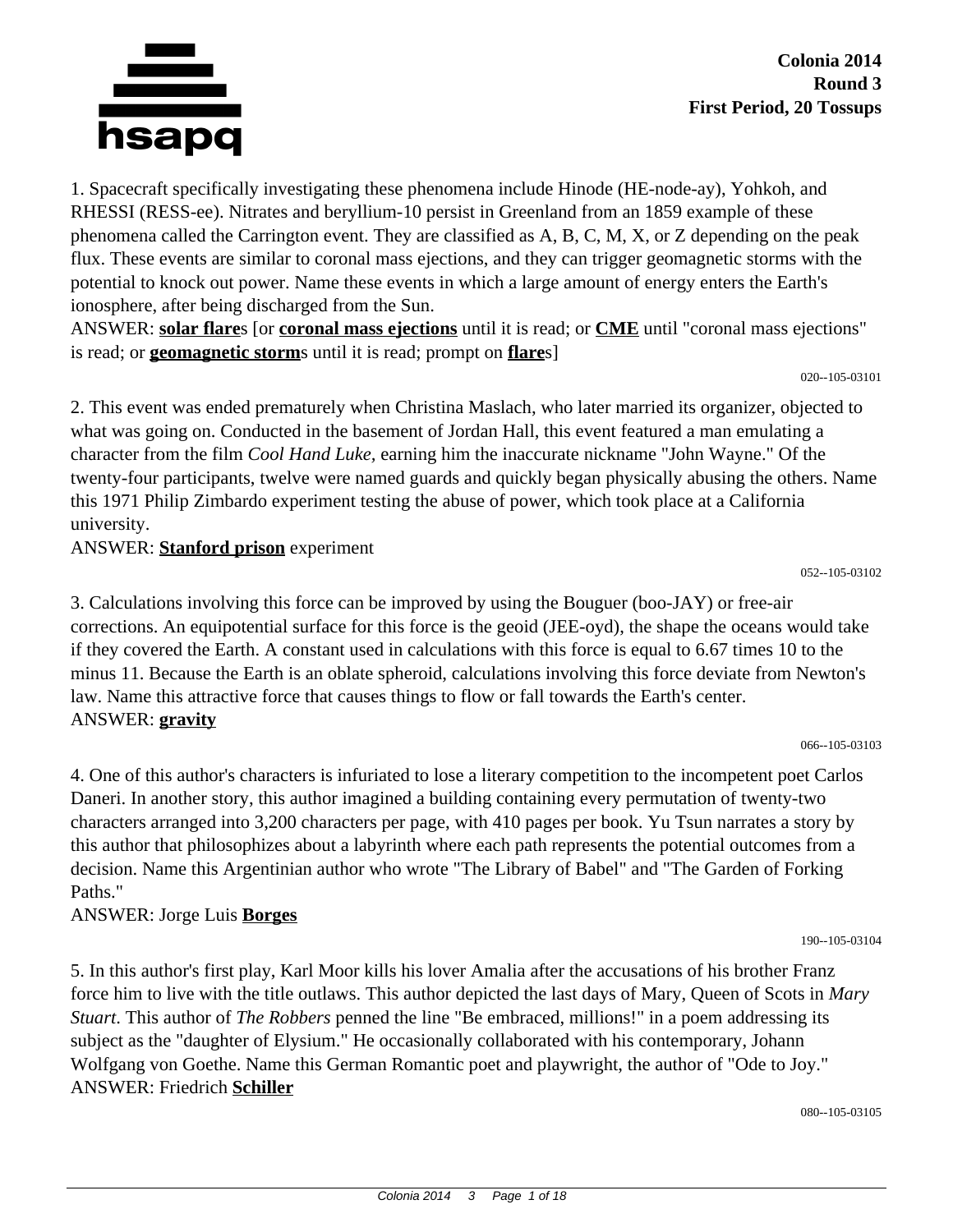**Colonia 2014**
**Round 3**
**First Period, 20 Tossups**

1. Spacecraft specifically investigating these phenomena include Hinode (HE-node-ay), Yohkoh, and RHESSI (RESS-ee). Nitrates and beryllium-10 persist in Greenland from an 1859 example of these phenomena called the Carrington event. They are classified as A, B, C, M, X, or Z depending on the peak flux. These events are similar to coronal mass ejections, and they can trigger geomagnetic storms with the potential to knock out power. Name these events in which a large amount of energy enters the Earth's ionosphere, after being discharged from the Sun.
ANSWER: **solar flare**s [or **coronal mass ejections** until it is read; or **CME** until "coronal mass ejections" is read; or **geomagnetic storm**s until it is read; prompt on **flare**s]

020--105-03101

2. This event was ended prematurely when Christina Maslach, who later married its organizer, objected to what was going on. Conducted in the basement of Jordan Hall, this event featured a man emulating a character from the film *Cool Hand Luke*, earning him the inaccurate nickname "John Wayne." Of the twenty-four participants, twelve were named guards and quickly began physically abusing the others. Name this 1971 Philip Zimbardo experiment testing the abuse of power, which took place at a California university.
ANSWER: **Stanford prison** experiment

052--105-03102

3. Calculations involving this force can be improved by using the Bouguer (boo-JAY) or free-air corrections. An equipotential surface for this force is the geoid (JEE-oyd), the shape the oceans would take if they covered the Earth. A constant used in calculations with this force is equal to 6.67 times 10 to the minus 11. Because the Earth is an oblate spheroid, calculations involving this force deviate from Newton's law. Name this attractive force that causes things to flow or fall towards the Earth's center.
ANSWER: **gravity**

066--105-03103

4. One of this author's characters is infuriated to lose a literary competition to the incompetent poet Carlos Daneri. In another story, this author imagined a building containing every permutation of twenty-two characters arranged into 3,200 characters per page, with 410 pages per book. Yu Tsun narrates a story by this author that philosophizes about a labyrinth where each path represents the potential outcomes from a decision. Name this Argentinian author who wrote "The Library of Babel" and "The Garden of Forking Paths."
ANSWER: Jorge Luis **Borges**

190--105-03104

5. In this author's first play, Karl Moor kills his lover Amalia after the accusations of his brother Franz force him to live with the title outlaws. This author depicted the last days of Mary, Queen of Scots in *Mary Stuart*. This author of *The Robbers* penned the line "Be embraced, millions!" in a poem addressing its subject as the "daughter of Elysium." He occasionally collaborated with his contemporary, Johann Wolfgang von Goethe. Name this German Romantic poet and playwright, the author of "Ode to Joy."
ANSWER: Friedrich **Schiller**

080--105-03105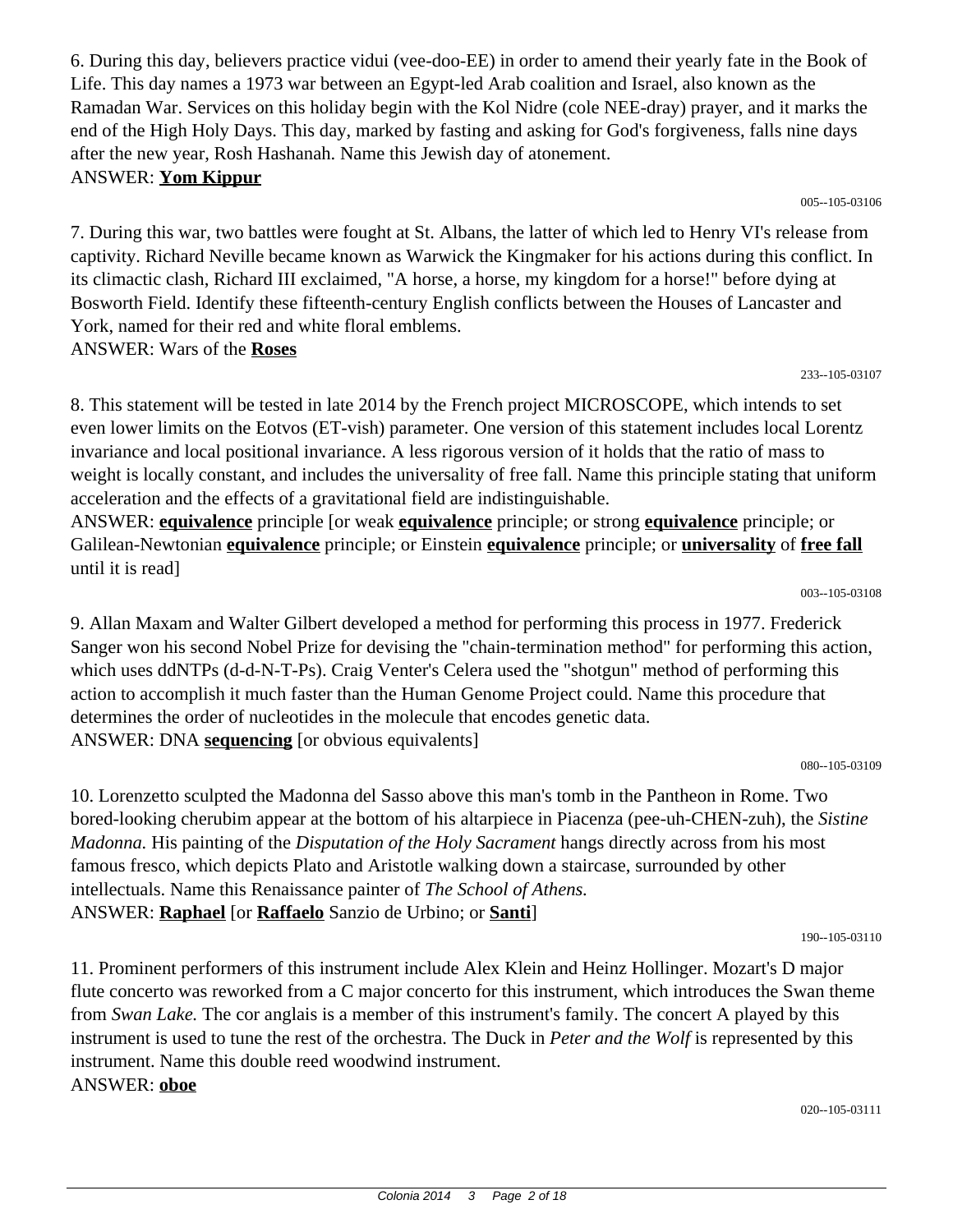6. During this day, believers practice vidui (vee-doo-EE) in order to amend their yearly fate in the Book of Life. This day names a 1973 war between an Egypt-led Arab coalition and Israel, also known as the Ramadan War. Services on this holiday begin with the Kol Nidre (cole NEE-dray) prayer, and it marks the end of the High Holy Days. This day, marked by fasting and asking for God's forgiveness, falls nine days after the new year, Rosh Hashanah. Name this Jewish day of atonement.
ANSWER: **Yom Kippur**

005--105-03106

7. During this war, two battles were fought at St. Albans, the latter of which led to Henry VI's release from captivity. Richard Neville became known as Warwick the Kingmaker for his actions during this conflict. In its climactic clash, Richard III exclaimed, "A horse, a horse, my kingdom for a horse!" before dying at Bosworth Field. Identify these fifteenth-century English conflicts between the Houses of Lancaster and York, named for their red and white floral emblems.
ANSWER: Wars of the **Roses**

233--105-03107

8. This statement will be tested in late 2014 by the French project MICROSCOPE, which intends to set even lower limits on the Eotvos (ET-vish) parameter. One version of this statement includes local Lorentz invariance and local positional invariance. A less rigorous version of it holds that the ratio of mass to weight is locally constant, and includes the universality of free fall. Name this principle stating that uniform acceleration and the effects of a gravitational field are indistinguishable.
ANSWER: **equivalence** principle [or weak **equivalence** principle; or strong **equivalence** principle; or Galilean-Newtonian **equivalence** principle; or Einstein **equivalence** principle; or **universality** of **free fall** until it is read]

003--105-03108

9. Allan Maxam and Walter Gilbert developed a method for performing this process in 1977. Frederick Sanger won his second Nobel Prize for devising the "chain-termination method" for performing this action, which uses ddNTPs (d-d-N-T-Ps). Craig Venter's Celera used the "shotgun" method of performing this action to accomplish it much faster than the Human Genome Project could. Name this procedure that determines the order of nucleotides in the molecule that encodes genetic data.
ANSWER: DNA **sequencing** [or obvious equivalents]

080--105-03109

10. Lorenzetto sculpted the Madonna del Sasso above this man's tomb in the Pantheon in Rome. Two bored-looking cherubim appear at the bottom of his altarpiece in Piacenza (pee-uh-CHEN-zuh), the *Sistine Madonna.* His painting of the *Disputation of the Holy Sacrament* hangs directly across from his most famous fresco, which depicts Plato and Aristotle walking down a staircase, surrounded by other intellectuals. Name this Renaissance painter of *The School of Athens.*
ANSWER: **Raphael** [or **Raffaelo** Sanzio de Urbino; or **Santi**]

190--105-03110

11. Prominent performers of this instrument include Alex Klein and Heinz Hollinger. Mozart's D major flute concerto was reworked from a C major concerto for this instrument, which introduces the Swan theme from *Swan Lake.* The cor anglais is a member of this instrument's family. The concert A played by this instrument is used to tune the rest of the orchestra. The Duck in *Peter and the Wolf* is represented by this instrument. Name this double reed woodwind instrument.
ANSWER: **oboe**

020--105-03111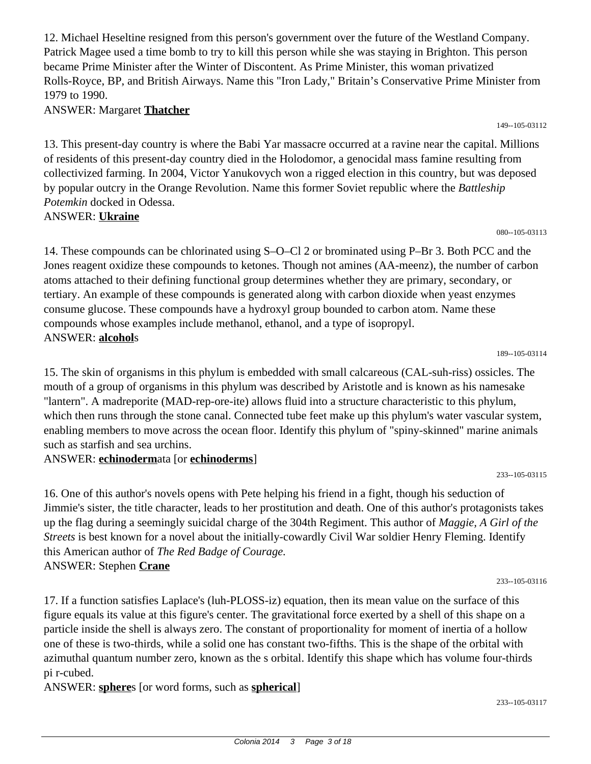12. Michael Heseltine resigned from this person's government over the future of the Westland Company. Patrick Magee used a time bomb to try to kill this person while she was staying in Brighton. This person became Prime Minister after the Winter of Discontent. As Prime Minister, this woman privatized Rolls-Royce, BP, and British Airways. Name this "Iron Lady," Britain's Conservative Prime Minister from 1979 to 1990.

ANSWER: Margaret **Thatcher**

149--105-03112

13. This present-day country is where the Babi Yar massacre occurred at a ravine near the capital. Millions of residents of this present-day country died in the Holodomor, a genocidal mass famine resulting from collectivized farming. In 2004, Victor Yanukovych won a rigged election in this country, but was deposed by popular outcry in the Orange Revolution. Name this former Soviet republic where the *Battleship Potemkin* docked in Odessa.

ANSWER: **Ukraine**

080--105-03113

14. These compounds can be chlorinated using S–O–Cl 2 or brominated using P–Br 3. Both PCC and the Jones reagent oxidize these compounds to ketones. Though not amines (AA-meenz), the number of carbon atoms attached to their defining functional group determines whether they are primary, secondary, or tertiary. An example of these compounds is generated along with carbon dioxide when yeast enzymes consume glucose. These compounds have a hydroxyl group bounded to carbon atom. Name these compounds whose examples include methanol, ethanol, and a type of isopropyl.

ANSWER: **alcohol**s

189--105-03114

15. The skin of organisms in this phylum is embedded with small calcareous (CAL-suh-riss) ossicles. The mouth of a group of organisms in this phylum was described by Aristotle and is known as his namesake "lantern". A madreporite (MAD-rep-ore-ite) allows fluid into a structure characteristic to this phylum, which then runs through the stone canal. Connected tube feet make up this phylum's water vascular system, enabling members to move across the ocean floor. Identify this phylum of "spiny-skinned" marine animals such as starfish and sea urchins.

ANSWER: **echinoderm**ata [or **echinoderms**]

233--105-03115

16. One of this author's novels opens with Pete helping his friend in a fight, though his seduction of Jimmie's sister, the title character, leads to her prostitution and death. One of this author's protagonists takes up the flag during a seemingly suicidal charge of the 304th Regiment. This author of *Maggie, A Girl of the Streets* is best known for a novel about the initially-cowardly Civil War soldier Henry Fleming. Identify this American author of *The Red Badge of Courage.*

ANSWER: Stephen **Crane**

233--105-03116

17. If a function satisfies Laplace's (luh-PLOSS-iz) equation, then its mean value on the surface of this figure equals its value at this figure's center. The gravitational force exerted by a shell of this shape on a particle inside the shell is always zero. The constant of proportionality for moment of inertia of a hollow one of these is two-thirds, while a solid one has constant two-fifths. This is the shape of the orbital with azimuthal quantum number zero, known as the s orbital. Identify this shape which has volume four-thirds pi r-cubed.

ANSWER: **sphere**s [or word forms, such as **spherical**]

233--105-03117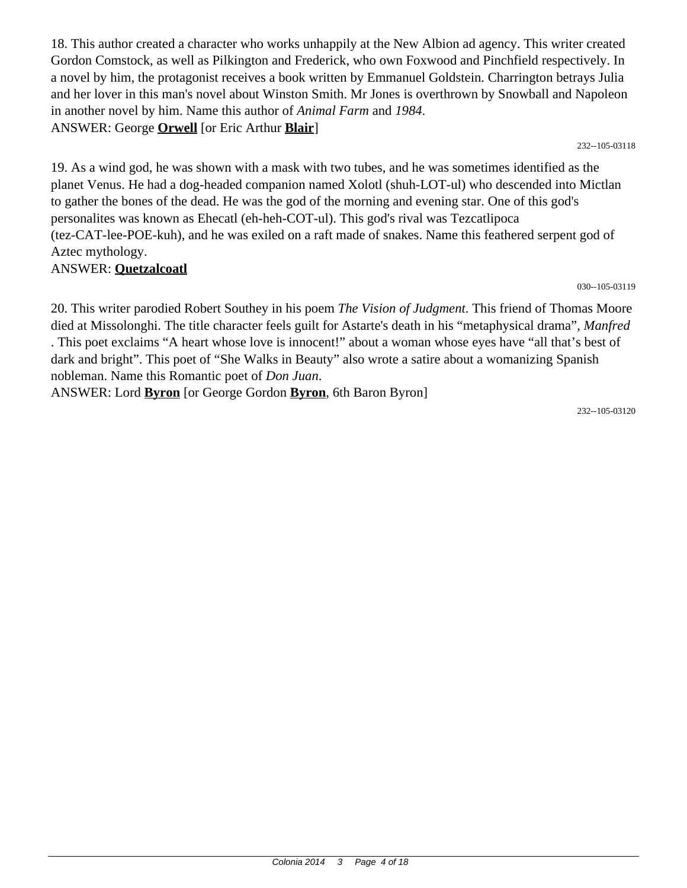18. This author created a character who works unhappily at the New Albion ad agency. This writer created Gordon Comstock, as well as Pilkington and Frederick, who own Foxwood and Pinchfield respectively. In a novel by him, the protagonist receives a book written by Emmanuel Goldstein. Charrington betrays Julia and her lover in this man's novel about Winston Smith. Mr Jones is overthrown by Snowball and Napoleon in another novel by him. Name this author of *Animal Farm* and *1984*.
ANSWER: George **Orwell** [or Eric Arthur **Blair**]

232--105-03118

19. As a wind god, he was shown with a mask with two tubes, and he was sometimes identified as the planet Venus. He had a dog-headed companion named Xolotl (shuh-LOT-ul) who descended into Mictlan to gather the bones of the dead. He was the god of the morning and evening star. One of this god's personalites was known as Ehecatl (eh-heh-COT-ul). This god's rival was Tezcatlipoca (tez-CAT-lee-POE-kuh), and he was exiled on a raft made of snakes. Name this feathered serpent god of Aztec mythology.
ANSWER: **Quetzalcoatl**

030--105-03119

20. This writer parodied Robert Southey in his poem *The Vision of Judgment*. This friend of Thomas Moore died at Missolonghi. The title character feels guilt for Astarte's death in his "metaphysical drama", *Manfred*. This poet exclaims "A heart whose love is innocent!" about a woman whose eyes have "all that's best of dark and bright". This poet of "She Walks in Beauty" also wrote a satire about a womanizing Spanish nobleman. Name this Romantic poet of *Don Juan*.
ANSWER: Lord **Byron** [or George Gordon **Byron**, 6th Baron Byron]

232--105-03120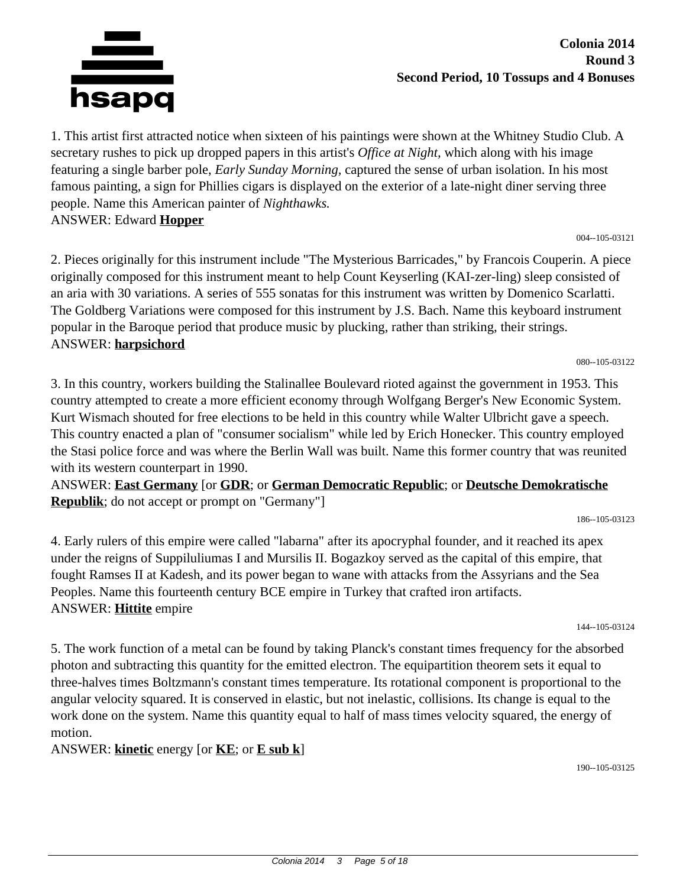**Colonia 2014**
**Round 3**
**Second Period, 10 Tossups and 4 Bonuses**

1. This artist first attracted notice when sixteen of his paintings were shown at the Whitney Studio Club. A secretary rushes to pick up dropped papers in this artist's *Office at Night,* which along with his image featuring a single barber pole, *Early Sunday Morning,* captured the sense of urban isolation. In his most famous painting, a sign for Phillies cigars is displayed on the exterior of a late-night diner serving three people. Name this American painter of *Nighthawks.*
ANSWER: Edward **Hopper**

004--105-03121

2. Pieces originally for this instrument include "The Mysterious Barricades," by Francois Couperin. A piece originally composed for this instrument meant to help Count Keyserling (KAI-zer-ling) sleep consisted of an aria with 30 variations. A series of 555 sonatas for this instrument was written by Domenico Scarlatti. The Goldberg Variations were composed for this instrument by J.S. Bach. Name this keyboard instrument popular in the Baroque period that produce music by plucking, rather than striking, their strings.
ANSWER: **harpsichord**

080--105-03122

3. In this country, workers building the Stalinallee Boulevard rioted against the government in 1953. This country attempted to create a more efficient economy through Wolfgang Berger's New Economic System. Kurt Wismach shouted for free elections to be held in this country while Walter Ulbricht gave a speech. This country enacted a plan of "consumer socialism" while led by Erich Honecker. This country employed the Stasi police force and was where the Berlin Wall was built. Name this former country that was reunited with its western counterpart in 1990.
ANSWER: **East Germany** [or **GDR**; or **German Democratic Republic**; or **Deutsche Demokratische Republik**; do not accept or prompt on "Germany"]

186--105-03123

4. Early rulers of this empire were called "labarna" after its apocryphal founder, and it reached its apex under the reigns of Suppiluliumas I and Mursilis II. Bogazkoy served as the capital of this empire, that fought Ramses II at Kadesh, and its power began to wane with attacks from the Assyrians and the Sea Peoples. Name this fourteenth century BCE empire in Turkey that crafted iron artifacts.
ANSWER: **Hittite** empire

144--105-03124

5. The work function of a metal can be found by taking Planck's constant times frequency for the absorbed photon and subtracting this quantity for the emitted electron. The equipartition theorem sets it equal to three-halves times Boltzmann's constant times temperature. Its rotational component is proportional to the angular velocity squared. It is conserved in elastic, but not inelastic, collisions. Its change is equal to the work done on the system. Name this quantity equal to half of mass times velocity squared, the energy of motion.
ANSWER: **kinetic** energy [or **KE**; or **E sub k**]

190--105-03125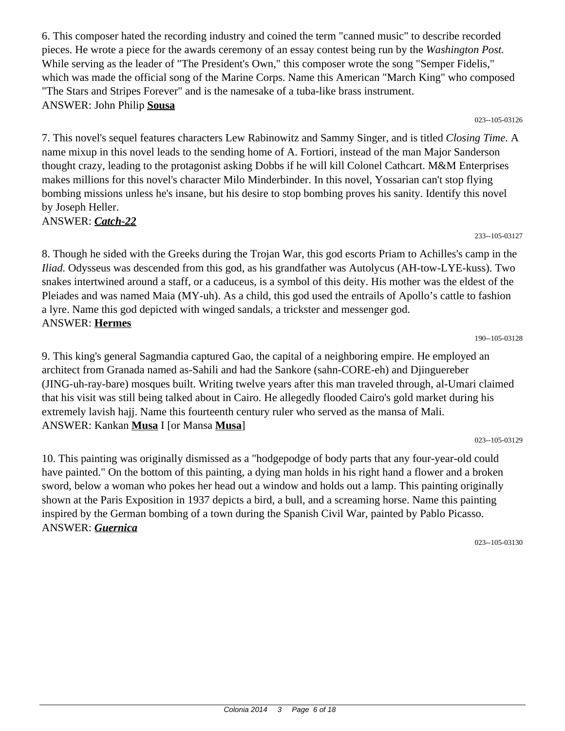6. This composer hated the recording industry and coined the term "canned music" to describe recorded pieces. He wrote a piece for the awards ceremony of an essay contest being run by the *Washington Post.* While serving as the leader of "The President's Own," this composer wrote the song "Semper Fidelis," which was made the official song of the Marine Corps. Name this American "March King" who composed "The Stars and Stripes Forever" and is the namesake of a tuba-like brass instrument.
ANSWER: John Philip **Sousa**

023--105-03126

7. This novel's sequel features characters Lew Rabinowitz and Sammy Singer, and is titled *Closing Time*. A name mixup in this novel leads to the sending home of A. Fortiori, instead of the man Major Sanderson thought crazy, leading to the protagonist asking Dobbs if he will kill Colonel Cathcart. M&M Enterprises makes millions for this novel's character Milo Minderbinder. In this novel, Yossarian can't stop flying bombing missions unless he's insane, but his desire to stop bombing proves his sanity. Identify this novel by Joseph Heller.
ANSWER: ***Catch-22***

233--105-03127

8. Though he sided with the Greeks during the Trojan War, this god escorts Priam to Achilles's camp in the *Iliad.* Odysseus was descended from this god, as his grandfather was Autolycus (AH-tow-LYE-kuss). Two snakes intertwined around a staff, or a caduceus, is a symbol of this deity. His mother was the eldest of the Pleiades and was named Maia (MY-uh). As a child, this god used the entrails of Apollo's cattle to fashion a lyre. Name this god depicted with winged sandals, a trickster and messenger god.
ANSWER: **Hermes**

190--105-03128

9. This king's general Sagmandia captured Gao, the capital of a neighboring empire. He employed an architect from Granada named as-Sahili and had the Sankore (sahn-CORE-eh) and Djinguereber (JING-uh-ray-bare) mosques built. Writing twelve years after this man traveled through, al-Umari claimed that his visit was still being talked about in Cairo. He allegedly flooded Cairo's gold market during his extremely lavish hajj. Name this fourteenth century ruler who served as the mansa of Mali.
ANSWER: Kankan **Musa** I [or Mansa **Musa**]

023--105-03129

10. This painting was originally dismissed as a "hodgepodge of body parts that any four-year-old could have painted." On the bottom of this painting, a dying man holds in his right hand a flower and a broken sword, below a woman who pokes her head out a window and holds out a lamp. This painting originally shown at the Paris Exposition in 1937 depicts a bird, a bull, and a screaming horse. Name this painting inspired by the German bombing of a town during the Spanish Civil War, painted by Pablo Picasso.
ANSWER: ***Guernica***

023--105-03130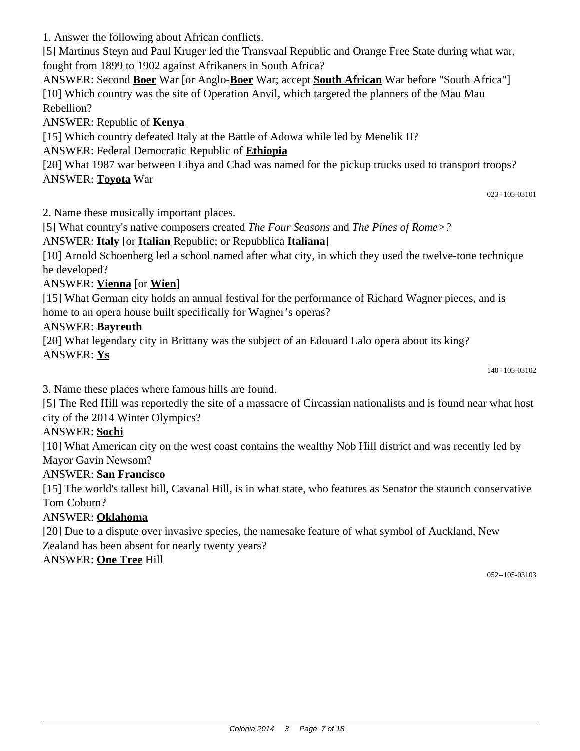1. Answer the following about African conflicts.

[5] Martinus Steyn and Paul Kruger led the Transvaal Republic and Orange Free State during what war, fought from 1899 to 1902 against Afrikaners in South Africa?

ANSWER: Second **Boer** War [or Anglo-**Boer** War; accept **South African** War before "South Africa"]

[10] Which country was the site of Operation Anvil, which targeted the planners of the Mau Mau Rebellion?

ANSWER: Republic of **Kenya**

[15] Which country defeated Italy at the Battle of Adowa while led by Menelik II?

ANSWER: Federal Democratic Republic of **Ethiopia**

[20] What 1987 war between Libya and Chad was named for the pickup trucks used to transport troops?

ANSWER: **Toyota** War

023--105-03101

2. Name these musically important places.

[5] What country's native composers created *The Four Seasons* and *The Pines of Rome>?*

ANSWER: **Italy** [or **Italian** Republic; or Repubblica **Italiana**]

[10] Arnold Schoenberg led a school named after what city, in which they used the twelve-tone technique he developed?

ANSWER: **Vienna** [or **Wien**]

[15] What German city holds an annual festival for the performance of Richard Wagner pieces, and is home to an opera house built specifically for Wagner's operas?

ANSWER: **Bayreuth**

[20] What legendary city in Brittany was the subject of an Edouard Lalo opera about its king?

ANSWER: **Ys**

140--105-03102

3. Name these places where famous hills are found.

[5] The Red Hill was reportedly the site of a massacre of Circassian nationalists and is found near what host city of the 2014 Winter Olympics?

ANSWER: **Sochi**

[10] What American city on the west coast contains the wealthy Nob Hill district and was recently led by Mayor Gavin Newsom?

ANSWER: **San Francisco**

[15] The world's tallest hill, Cavanal Hill, is in what state, who features as Senator the staunch conservative Tom Coburn?

ANSWER: **Oklahoma**

[20] Due to a dispute over invasive species, the namesake feature of what symbol of Auckland, New Zealand has been absent for nearly twenty years?

ANSWER: **One Tree** Hill

052--105-03103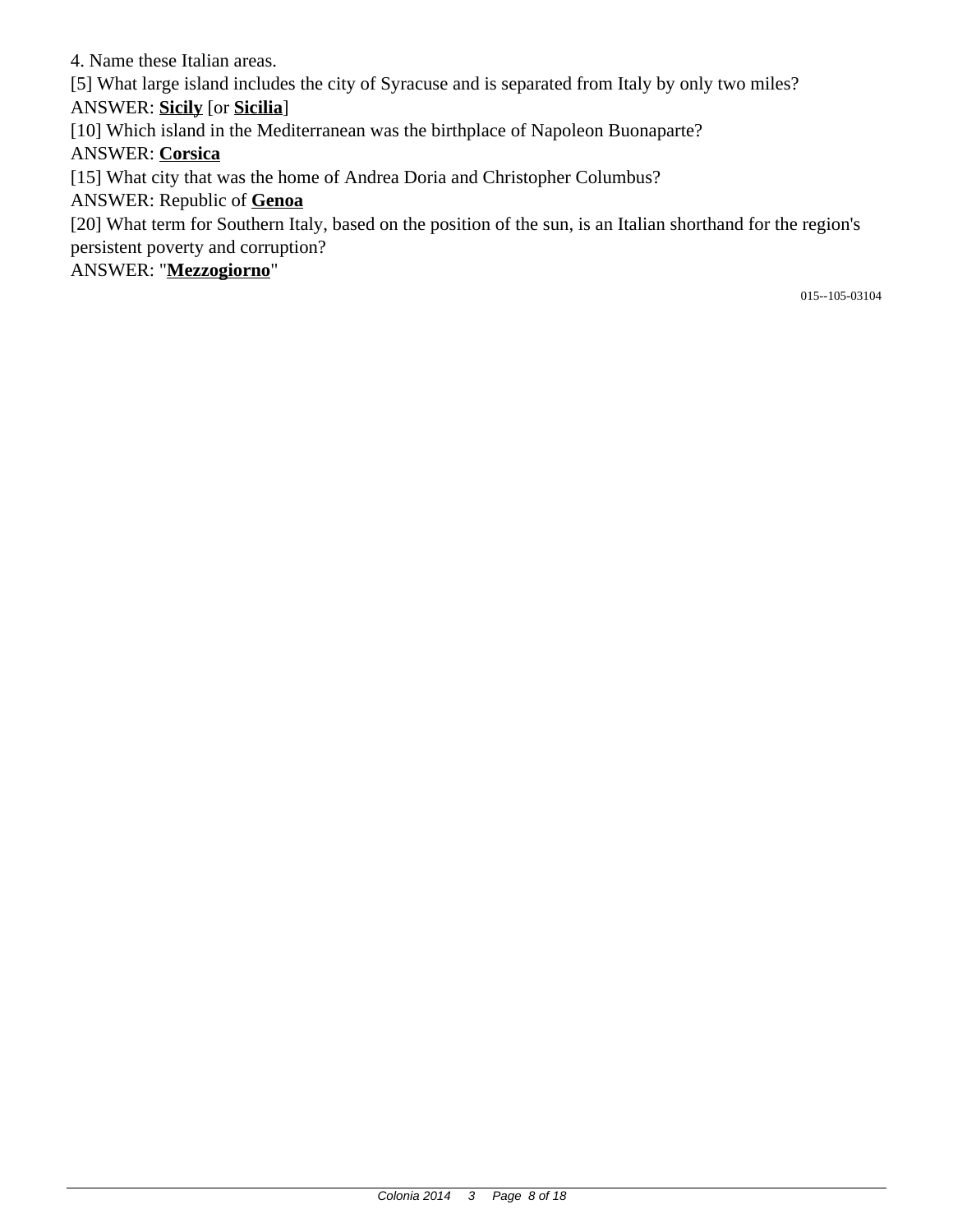4. Name these Italian areas.

[5] What large island includes the city of Syracuse and is separated from Italy by only two miles?

ANSWER: **<u>Sicily</u>** [or **<u>Sicilia</u>**]

[10] Which island in the Mediterranean was the birthplace of Napoleon Buonaparte?

ANSWER: **<u>Corsica</u>**

[15] What city that was the home of Andrea Doria and Christopher Columbus?

ANSWER: Republic of **<u>Genoa</u>**

[20] What term for Southern Italy, based on the position of the sun, is an Italian shorthand for the region's persistent poverty and corruption?

ANSWER: "**<u>Mezzogiorno</u>**"

015--105-03104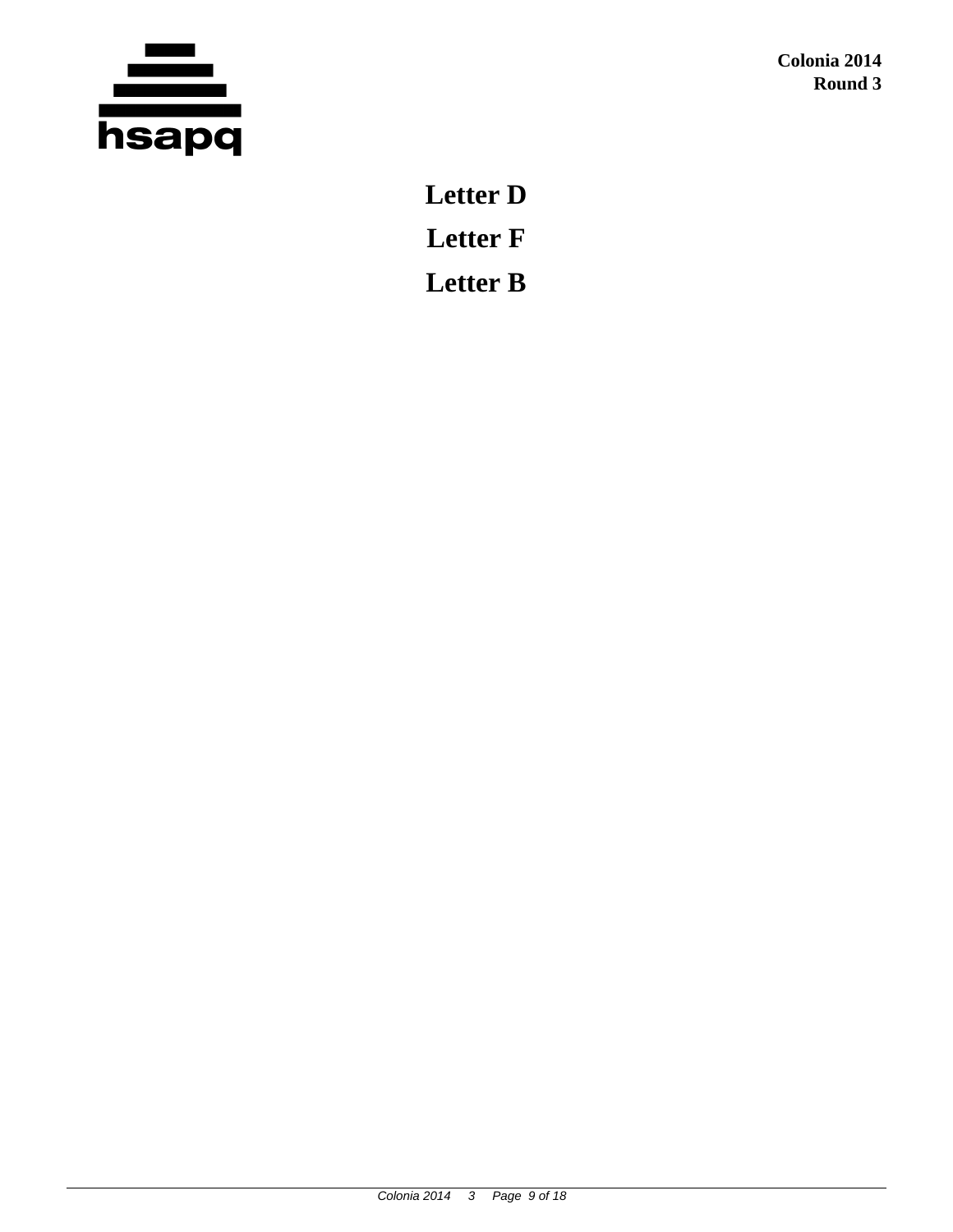**Letter D**

**Letter F**

**Letter B**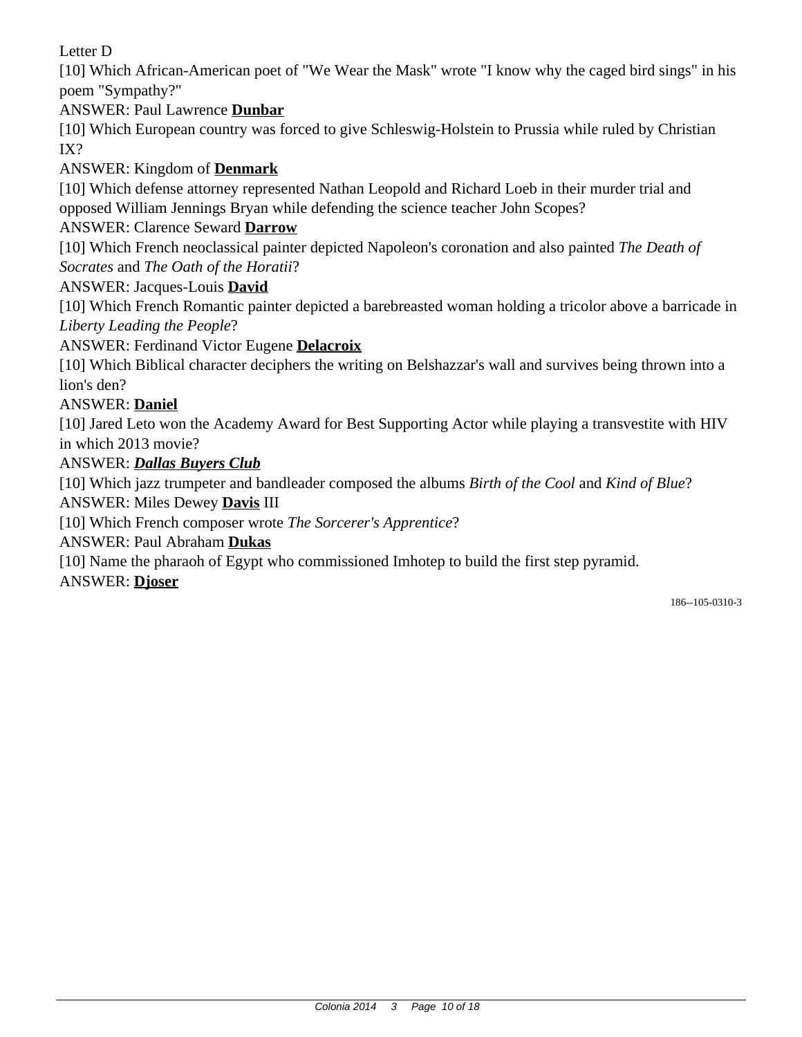Letter D

[10] Which African-American poet of "We Wear the Mask" wrote "I know why the caged bird sings" in his poem "Sympathy?"

ANSWER: Paul Lawrence **Dunbar**

[10] Which European country was forced to give Schleswig-Holstein to Prussia while ruled by Christian IX?

ANSWER: Kingdom of **Denmark**

[10] Which defense attorney represented Nathan Leopold and Richard Loeb in their murder trial and opposed William Jennings Bryan while defending the science teacher John Scopes?

ANSWER: Clarence Seward **Darrow**

[10] Which French neoclassical painter depicted Napoleon's coronation and also painted *The Death of Socrates* and *The Oath of the Horatii*?

ANSWER: Jacques-Louis **David**

[10] Which French Romantic painter depicted a barebreasted woman holding a tricolor above a barricade in *Liberty Leading the People*?

ANSWER: Ferdinand Victor Eugene **Delacroix**

[10] Which Biblical character deciphers the writing on Belshazzar's wall and survives being thrown into a lion's den?

ANSWER: **Daniel**

[10] Jared Leto won the Academy Award for Best Supporting Actor while playing a transvestite with HIV in which 2013 movie?

ANSWER: ***Dallas Buyers Club***

[10] Which jazz trumpeter and bandleader composed the albums *Birth of the Cool* and *Kind of Blue*?

ANSWER: Miles Dewey **Davis** III

[10] Which French composer wrote *The Sorcerer's Apprentice*?

ANSWER: Paul Abraham **Dukas**

[10] Name the pharaoh of Egypt who commissioned Imhotep to build the first step pyramid.

ANSWER: **Djoser**

186--105-0310-3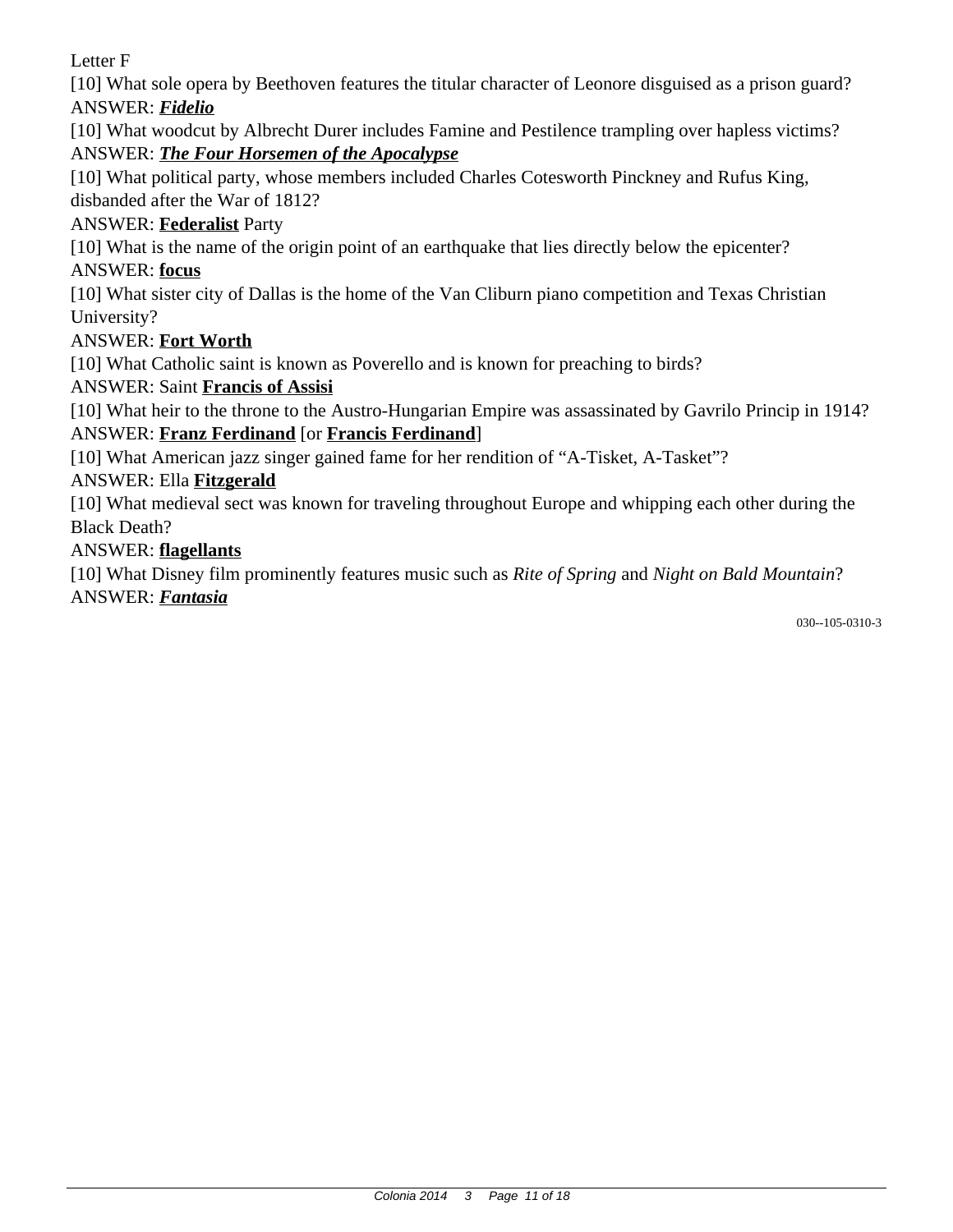Letter F

[10] What sole opera by Beethoven features the titular character of Leonore disguised as a prison guard?
ANSWER: ***Fidelio***

[10] What woodcut by Albrecht Durer includes Famine and Pestilence trampling over hapless victims?
ANSWER: ***The Four Horsemen of the Apocalypse***

[10] What political party, whose members included Charles Cotesworth Pinckney and Rufus King, disbanded after the War of 1812?
ANSWER: **Federalist** Party

[10] What is the name of the origin point of an earthquake that lies directly below the epicenter?
ANSWER: **focus**

[10] What sister city of Dallas is the home of the Van Cliburn piano competition and Texas Christian University?
ANSWER: **Fort Worth**

[10] What Catholic saint is known as Poverello and is known for preaching to birds?
ANSWER: Saint **Francis of Assisi**

[10] What heir to the throne to the Austro-Hungarian Empire was assassinated by Gavrilo Princip in 1914?
ANSWER: **Franz Ferdinand** [or **Francis Ferdinand**]

[10] What American jazz singer gained fame for her rendition of "A-Tisket, A-Tasket"?
ANSWER: Ella **Fitzgerald**

[10] What medieval sect was known for traveling throughout Europe and whipping each other during the Black Death?
ANSWER: **flagellants**

[10] What Disney film prominently features music such as *Rite of Spring* and *Night on Bald Mountain*?
ANSWER: ***Fantasia***

030--105-0310-3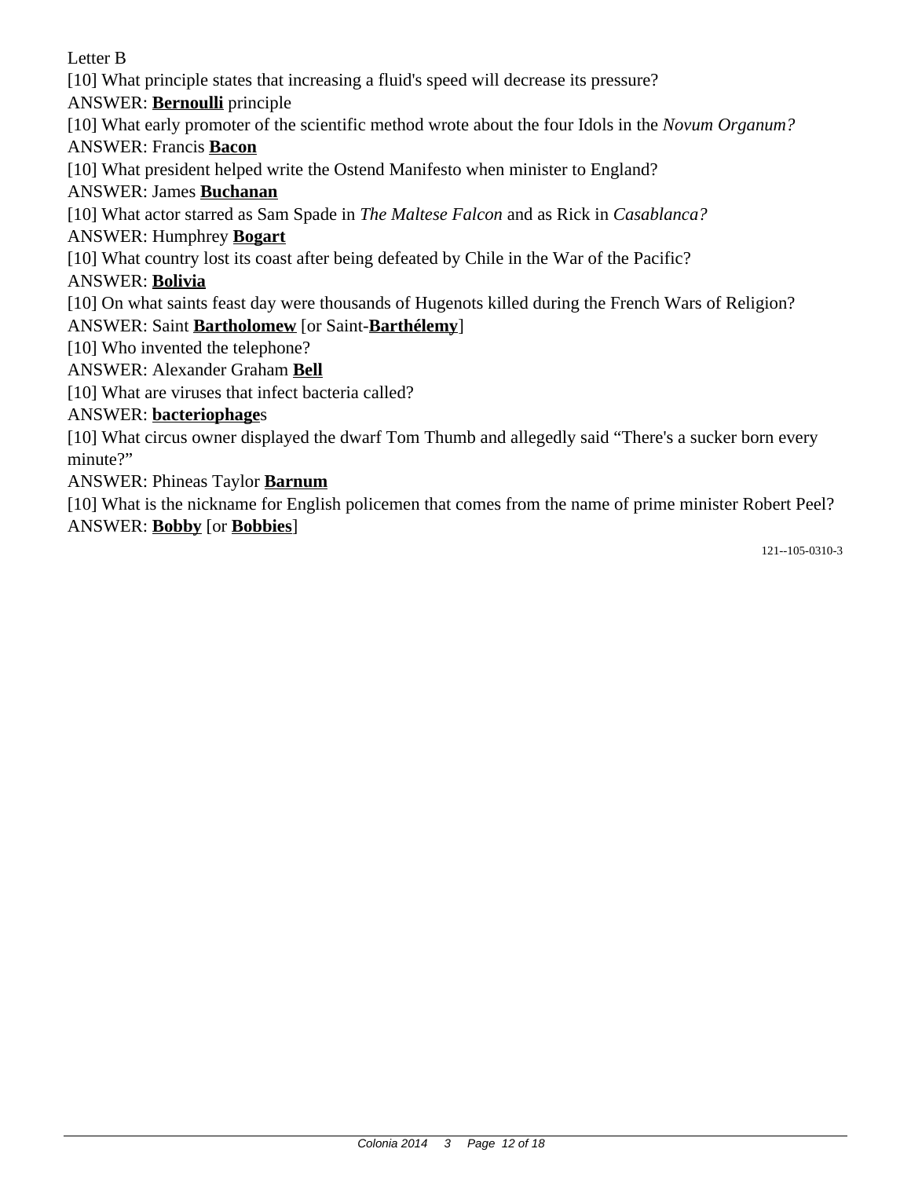Letter B

[10] What principle states that increasing a fluid's speed will decrease its pressure?

ANSWER: **<u>Bernoulli</u>** principle

[10] What early promoter of the scientific method wrote about the four Idols in the *Novum Organum?*

ANSWER: Francis **<u>Bacon</u>**

[10] What president helped write the Ostend Manifesto when minister to England?

ANSWER: James **<u>Buchanan</u>**

[10] What actor starred as Sam Spade in *The Maltese Falcon* and as Rick in *Casablanca?*

ANSWER: Humphrey **<u>Bogart</u>**

[10] What country lost its coast after being defeated by Chile in the War of the Pacific?

ANSWER: **<u>Bolivia</u>**

[10] On what saints feast day were thousands of Hugenots killed during the French Wars of Religion?

ANSWER: Saint **<u>Bartholomew</u>** [or Saint-**<u>Barthélemy</u>**]

[10] Who invented the telephone?

ANSWER: Alexander Graham **<u>Bell</u>**

[10] What are viruses that infect bacteria called?

ANSWER: **<u>bacteriophage</u>**s

[10] What circus owner displayed the dwarf Tom Thumb and allegedly said "There's a sucker born every minute?"

ANSWER: Phineas Taylor **<u>Barnum</u>**

[10] What is the nickname for English policemen that comes from the name of prime minister Robert Peel?

ANSWER: **<u>Bobby</u>** [or **<u>Bobbies</u>**]

121--105-0310-3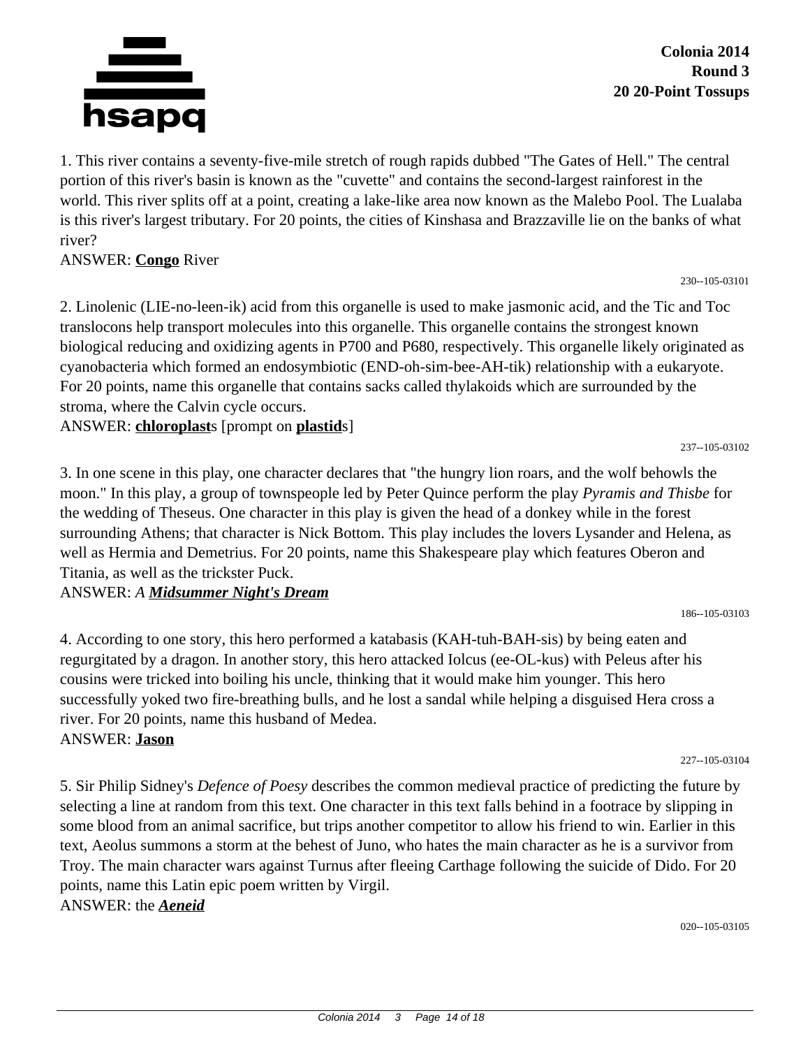**Colonia 2014**
**Round 3**
**20 20-Point Tossups**

1. This river contains a seventy-five-mile stretch of rough rapids dubbed "The Gates of Hell." The central portion of this river's basin is known as the "cuvette" and contains the second-largest rainforest in the world. This river splits off at a point, creating a lake-like area now known as the Malebo Pool. The Lualaba is this river's largest tributary. For 20 points, the cities of Kinshasa and Brazzaville lie on the banks of what river?
ANSWER: **Congo** River

230--105-03101

2. Linolenic (LIE-no-leen-ik) acid from this organelle is used to make jasmonic acid, and the Tic and Toc translocons help transport molecules into this organelle. This organelle contains the strongest known biological reducing and oxidizing agents in P700 and P680, respectively. This organelle likely originated as cyanobacteria which formed an endosymbiotic (END-oh-sim-bee-AH-tik) relationship with a eukaryote. For 20 points, name this organelle that contains sacks called thylakoids which are surrounded by the stroma, where the Calvin cycle occurs.
ANSWER: **chloroplast**s [prompt on **plastid**s]

237--105-03102

3. In one scene in this play, one character declares that "the hungry lion roars, and the wolf behowls the moon." In this play, a group of townspeople led by Peter Quince perform the play *Pyramis and Thisbe* for the wedding of Theseus. One character in this play is given the head of a donkey while in the forest surrounding Athens; that character is Nick Bottom. This play includes the lovers Lysander and Helena, as well as Hermia and Demetrius. For 20 points, name this Shakespeare play which features Oberon and Titania, as well as the trickster Puck.
ANSWER: *A **Midsummer Night's Dream***

186--105-03103

4. According to one story, this hero performed a katabasis (KAH-tuh-BAH-sis) by being eaten and regurgitated by a dragon. In another story, this hero attacked Iolcus (ee-OL-kus) with Peleus after his cousins were tricked into boiling his uncle, thinking that it would make him younger. This hero successfully yoked two fire-breathing bulls, and he lost a sandal while helping a disguised Hera cross a river. For 20 points, name this husband of Medea.
ANSWER: **Jason**

227--105-03104

5. Sir Philip Sidney's *Defence of Poesy* describes the common medieval practice of predicting the future by selecting a line at random from this text. One character in this text falls behind in a footrace by slipping in some blood from an animal sacrifice, but trips another competitor to allow his friend to win. Earlier in this text, Aeolus summons a storm at the behest of Juno, who hates the main character as he is a survivor from Troy. The main character wars against Turnus after fleeing Carthage following the suicide of Dido. For 20 points, name this Latin epic poem written by Virgil.
ANSWER: the ***Aeneid***

020--105-03105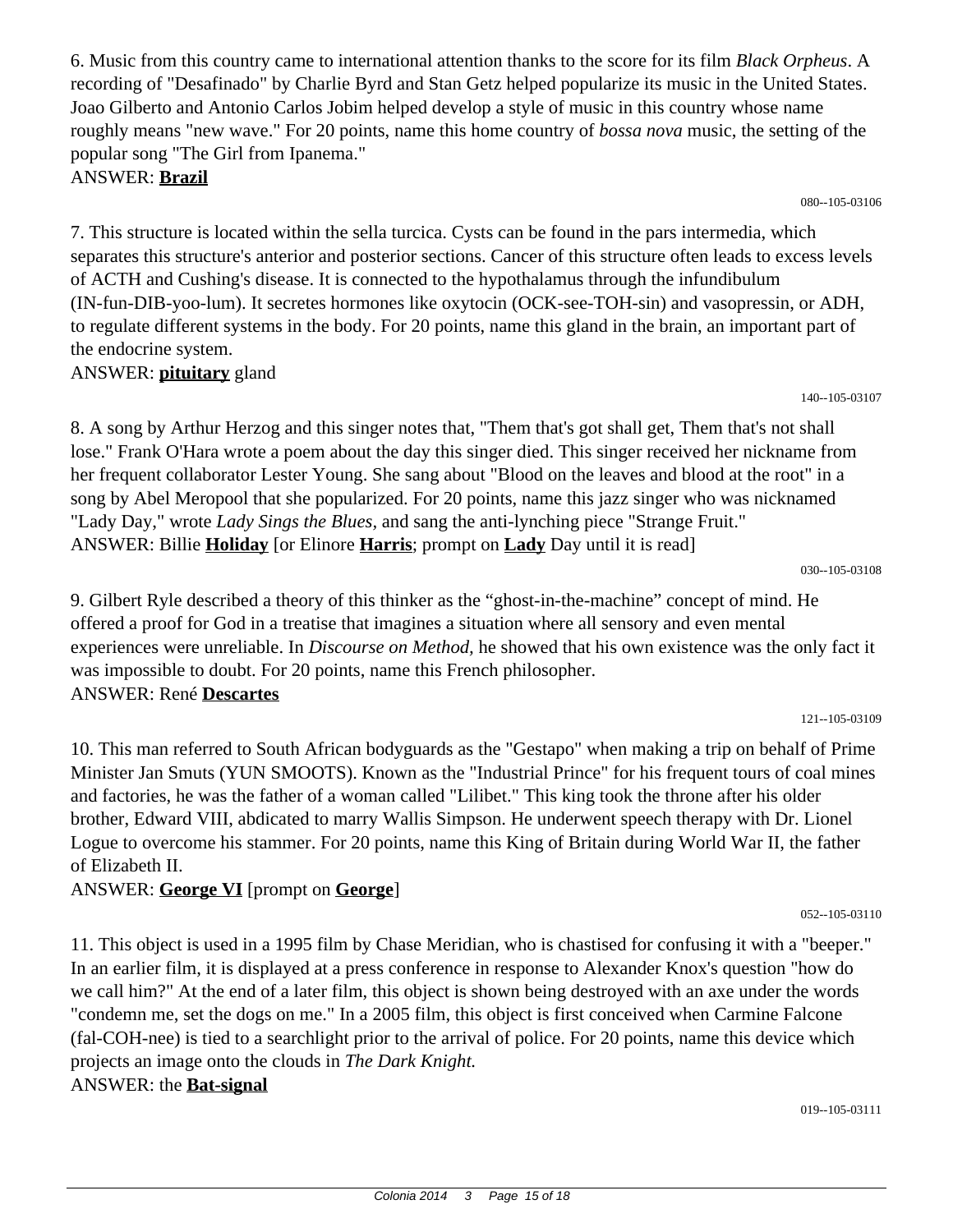6. Music from this country came to international attention thanks to the score for its film *Black Orpheus*. A recording of "Desafinado" by Charlie Byrd and Stan Getz helped popularize its music in the United States. Joao Gilberto and Antonio Carlos Jobim helped develop a style of music in this country whose name roughly means "new wave." For 20 points, name this home country of *bossa nova* music, the setting of the popular song "The Girl from Ipanema."
ANSWER: **Brazil**

080--105-03106

7. This structure is located within the sella turcica. Cysts can be found in the pars intermedia, which separates this structure's anterior and posterior sections. Cancer of this structure often leads to excess levels of ACTH and Cushing's disease. It is connected to the hypothalamus through the infundibulum (IN-fun-DIB-yoo-lum). It secretes hormones like oxytocin (OCK-see-TOH-sin) and vasopressin, or ADH, to regulate different systems in the body. For 20 points, name this gland in the brain, an important part of the endocrine system.
ANSWER: **pituitary** gland

140--105-03107

8. A song by Arthur Herzog and this singer notes that, "Them that's got shall get, Them that's not shall lose." Frank O'Hara wrote a poem about the day this singer died. This singer received her nickname from her frequent collaborator Lester Young. She sang about "Blood on the leaves and blood at the root" in a song by Abel Meropool that she popularized. For 20 points, name this jazz singer who was nicknamed "Lady Day," wrote *Lady Sings the Blues*, and sang the anti-lynching piece "Strange Fruit."
ANSWER: Billie **Holiday** [or Elinore **Harris**; prompt on **Lady** Day until it is read]

030--105-03108

9. Gilbert Ryle described a theory of this thinker as the "ghost-in-the-machine" concept of mind. He offered a proof for God in a treatise that imagines a situation where all sensory and even mental experiences were unreliable. In *Discourse on Method,* he showed that his own existence was the only fact it was impossible to doubt. For 20 points, name this French philosopher.
ANSWER: René **Descartes**

121--105-03109

10. This man referred to South African bodyguards as the "Gestapo" when making a trip on behalf of Prime Minister Jan Smuts (YUN SMOOTS). Known as the "Industrial Prince" for his frequent tours of coal mines and factories, he was the father of a woman called "Lilibet." This king took the throne after his older brother, Edward VIII, abdicated to marry Wallis Simpson. He underwent speech therapy with Dr. Lionel Logue to overcome his stammer. For 20 points, name this King of Britain during World War II, the father of Elizabeth II.
ANSWER: **George VI** [prompt on **George**]

052--105-03110

11. This object is used in a 1995 film by Chase Meridian, who is chastised for confusing it with a "beeper." In an earlier film, it is displayed at a press conference in response to Alexander Knox's question "how do we call him?" At the end of a later film, this object is shown being destroyed with an axe under the words "condemn me, set the dogs on me." In a 2005 film, this object is first conceived when Carmine Falcone (fal-COH-nee) is tied to a searchlight prior to the arrival of police. For 20 points, name this device which projects an image onto the clouds in *The Dark Knight.*
ANSWER: the **Bat-signal**

019--105-03111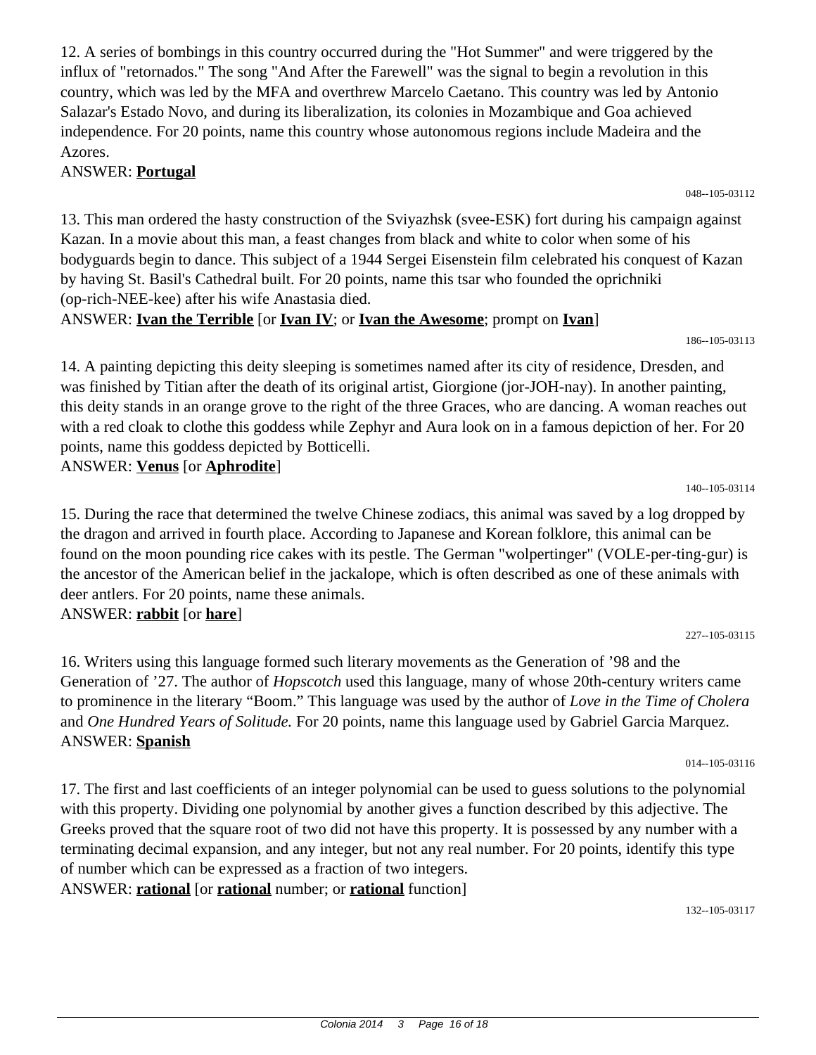12. A series of bombings in this country occurred during the "Hot Summer" and were triggered by the influx of "retornados." The song "And After the Farewell" was the signal to begin a revolution in this country, which was led by the MFA and overthrew Marcelo Caetano. This country was led by Antonio Salazar's Estado Novo, and during its liberalization, its colonies in Mozambique and Goa achieved independence. For 20 points, name this country whose autonomous regions include Madeira and the Azores.

ANSWER: **Portugal**

048--105-03112

13. This man ordered the hasty construction of the Sviyazhsk (svee-ESK) fort during his campaign against Kazan. In a movie about this man, a feast changes from black and white to color when some of his bodyguards begin to dance. This subject of a 1944 Sergei Eisenstein film celebrated his conquest of Kazan by having St. Basil's Cathedral built. For 20 points, name this tsar who founded the oprichniki (op-rich-NEE-kee) after his wife Anastasia died.

ANSWER: **Ivan the Terrible** [or **Ivan IV**; or **Ivan the Awesome**; prompt on **Ivan**]

186--105-03113

14. A painting depicting this deity sleeping is sometimes named after its city of residence, Dresden, and was finished by Titian after the death of its original artist, Giorgione (jor-JOH-nay). In another painting, this deity stands in an orange grove to the right of the three Graces, who are dancing. A woman reaches out with a red cloak to clothe this goddess while Zephyr and Aura look on in a famous depiction of her. For 20 points, name this goddess depicted by Botticelli.

ANSWER: **Venus** [or **Aphrodite**]

140--105-03114

15. During the race that determined the twelve Chinese zodiacs, this animal was saved by a log dropped by the dragon and arrived in fourth place. According to Japanese and Korean folklore, this animal can be found on the moon pounding rice cakes with its pestle. The German "wolpertinger" (VOLE-per-ting-gur) is the ancestor of the American belief in the jackalope, which is often described as one of these animals with deer antlers. For 20 points, name these animals.

ANSWER: **rabbit** [or **hare**]

227--105-03115

16. Writers using this language formed such literary movements as the Generation of '98 and the Generation of '27. The author of *Hopscotch* used this language, many of whose 20th-century writers came to prominence in the literary "Boom." This language was used by the author of *Love in the Time of Cholera* and *One Hundred Years of Solitude.* For 20 points, name this language used by Gabriel Garcia Marquez.

ANSWER: **Spanish**

014--105-03116

17. The first and last coefficients of an integer polynomial can be used to guess solutions to the polynomial with this property. Dividing one polynomial by another gives a function described by this adjective. The Greeks proved that the square root of two did not have this property. It is possessed by any number with a terminating decimal expansion, and any integer, but not any real number. For 20 points, identify this type of number which can be expressed as a fraction of two integers.

ANSWER: **rational** [or **rational** number; or **rational** function]

132--105-03117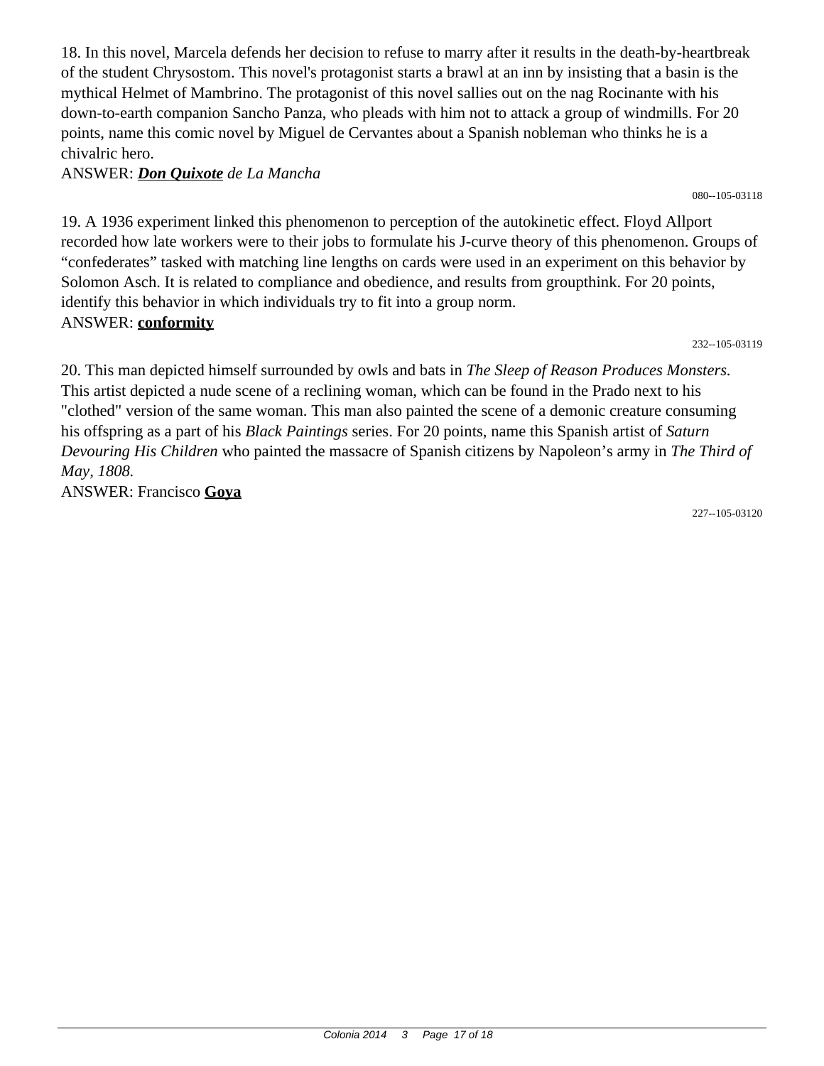18. In this novel, Marcela defends her decision to refuse to marry after it results in the death-by-heartbreak of the student Chrysostom. This novel's protagonist starts a brawl at an inn by insisting that a basin is the mythical Helmet of Mambrino. The protagonist of this novel sallies out on the nag Rocinante with his down-to-earth companion Sancho Panza, who pleads with him not to attack a group of windmills. For 20 points, name this comic novel by Miguel de Cervantes about a Spanish nobleman who thinks he is a chivalric hero.

ANSWER: ***Don Quixote*** *de La Mancha*

080--105-03118

19. A 1936 experiment linked this phenomenon to perception of the autokinetic effect. Floyd Allport recorded how late workers were to their jobs to formulate his J-curve theory of this phenomenon. Groups of "confederates" tasked with matching line lengths on cards were used in an experiment on this behavior by Solomon Asch. It is related to compliance and obedience, and results from groupthink. For 20 points, identify this behavior in which individuals try to fit into a group norm.

ANSWER: **conformity**

232--105-03119

20. This man depicted himself surrounded by owls and bats in *The Sleep of Reason Produces Monsters.* This artist depicted a nude scene of a reclining woman, which can be found in the Prado next to his "clothed" version of the same woman. This man also painted the scene of a demonic creature consuming his offspring as a part of his *Black Paintings* series. For 20 points, name this Spanish artist of *Saturn Devouring His Children* who painted the massacre of Spanish citizens by Napoleon's army in *The Third of May, 1808.*

ANSWER: Francisco **Goya**

227--105-03120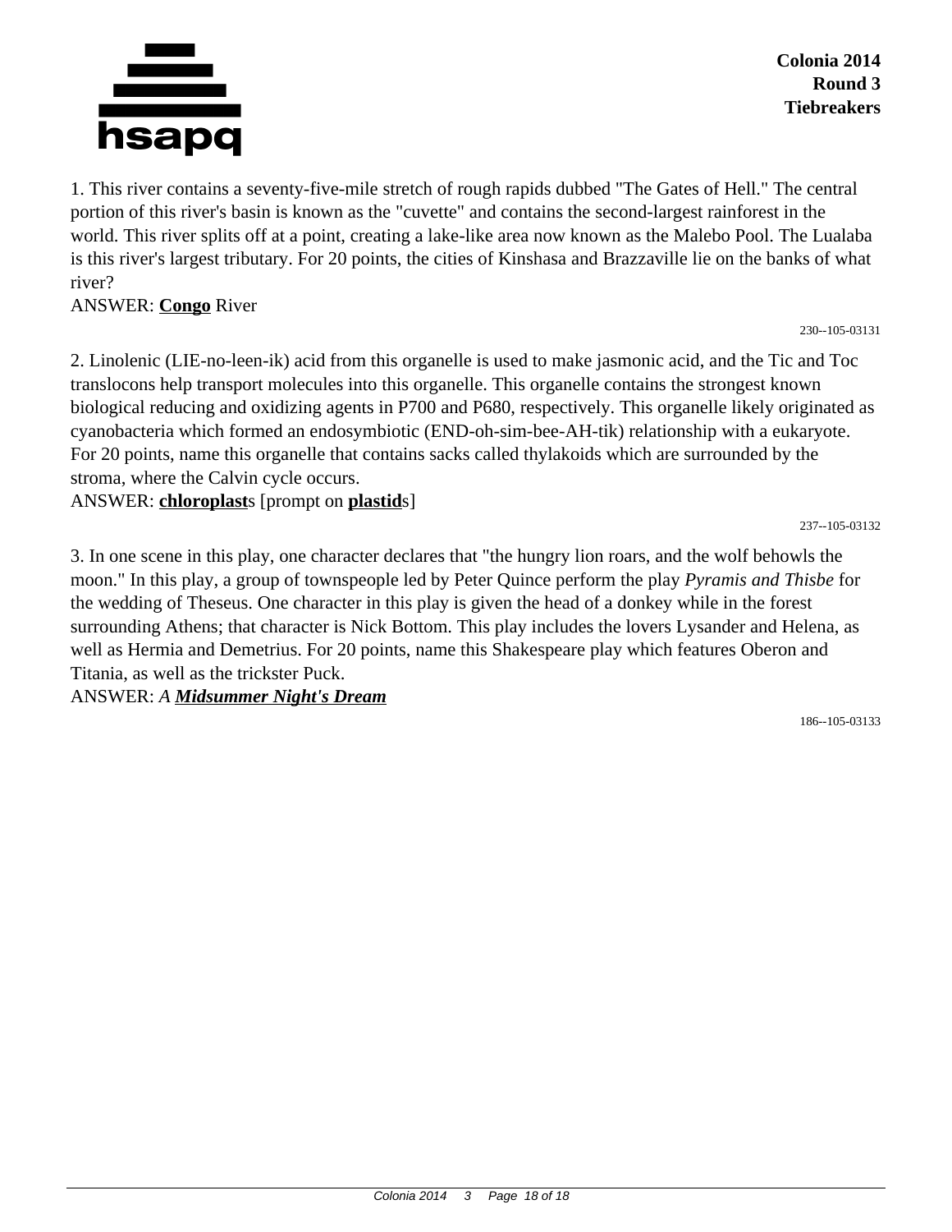**Colonia 2014**
**Round 3**
**Tiebreakers**

1. This river contains a seventy-five-mile stretch of rough rapids dubbed "The Gates of Hell." The central portion of this river's basin is known as the "cuvette" and contains the second-largest rainforest in the world. This river splits off at a point, creating a lake-like area now known as the Malebo Pool. The Lualaba is this river's largest tributary. For 20 points, the cities of Kinshasa and Brazzaville lie on the banks of what river?

ANSWER: **Congo** River

230--105-03131

2. Linolenic (LIE-no-leen-ik) acid from this organelle is used to make jasmonic acid, and the Tic and Toc translocons help transport molecules into this organelle. This organelle contains the strongest known biological reducing and oxidizing agents in P700 and P680, respectively. This organelle likely originated as cyanobacteria which formed an endosymbiotic (END-oh-sim-bee-AH-tik) relationship with a eukaryote. For 20 points, name this organelle that contains sacks called thylakoids which are surrounded by the stroma, where the Calvin cycle occurs.

ANSWER: **chloroplast**s [prompt on **plastid**s]

237--105-03132

3. In one scene in this play, one character declares that "the hungry lion roars, and the wolf behowls the moon." In this play, a group of townspeople led by Peter Quince perform the play *Pyramis and Thisbe* for the wedding of Theseus. One character in this play is given the head of a donkey while in the forest surrounding Athens; that character is Nick Bottom. This play includes the lovers Lysander and Helena, as well as Hermia and Demetrius. For 20 points, name this Shakespeare play which features Oberon and Titania, as well as the trickster Puck.

ANSWER: *A **Midsummer Night's Dream***

186--105-03133